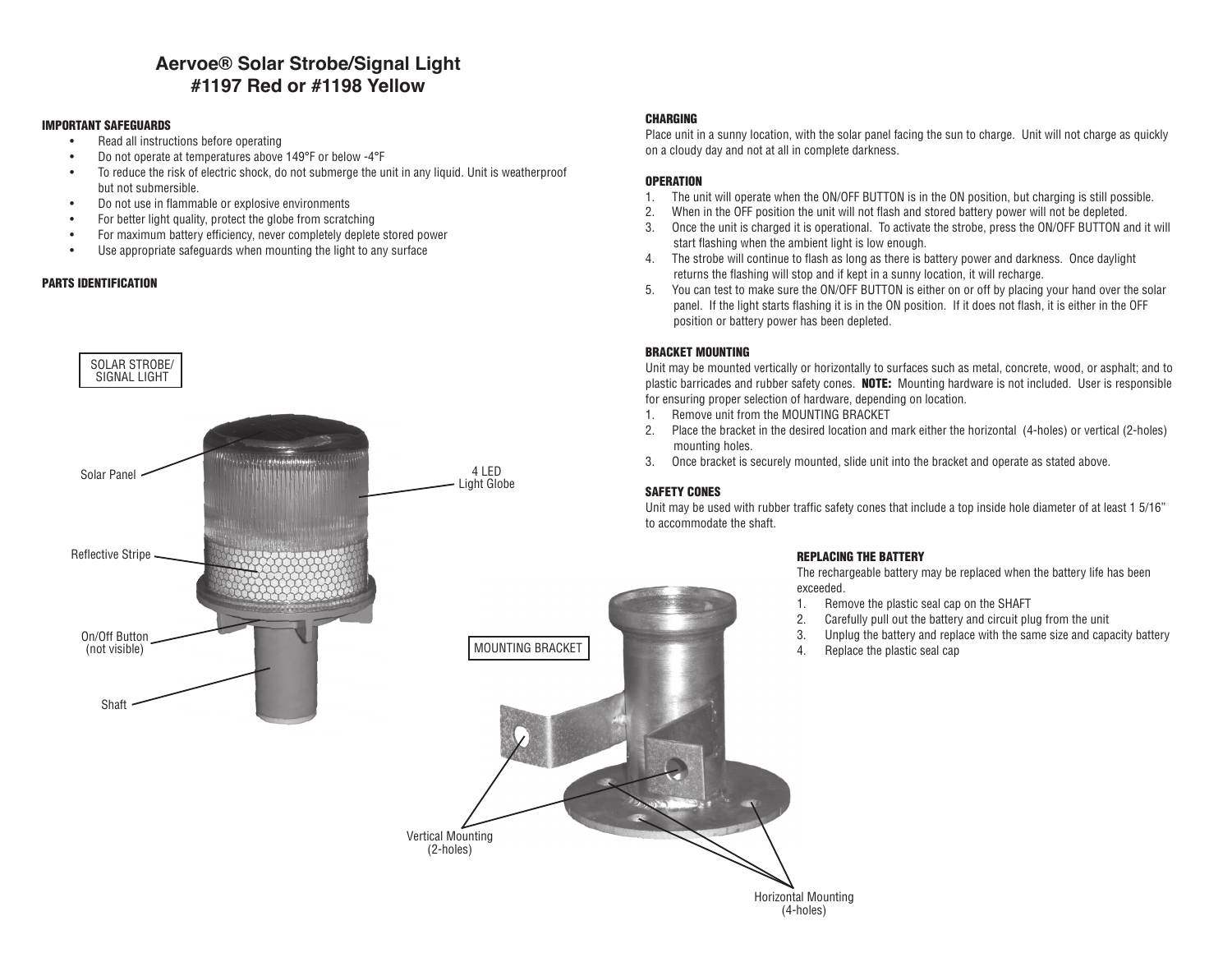# Aervoe® Solar Strobe/Signal Light
# #1197 Red or #1198 Yellow

### IMPORTANT SAFEGUARDS

- Read all instructions before operating
- Do not operate at temperatures above 149°F or below -4°F
- To reduce the risk of electric shock, do not submerge the unit in any liquid. Unit is weatherproof but not submersible.
- Do not use in flammable or explosive environments
- For better light quality, protect the globe from scratching
- For maximum battery efficiency, never completely deplete stored power
- Use appropriate safeguards when mounting the light to any surface

### PARTS IDENTIFICATION

SOLAR STROBE/ SIGNAL LIGHT

Solar Panel

4 LED Light Globe

Reflective Stripe

On/Off Button (not visible)

Shaft

MOUNTING BRACKET

Vertical Mounting (2-holes)

Horizontal Mounting (4-holes)

### CHARGING

Place unit in a sunny location, with the solar panel facing the sun to charge. Unit will not charge as quickly on a cloudy day and not at all in complete darkness.

### OPERATION

1. The unit will operate when the ON/OFF BUTTON is in the ON position, but charging is still possible.
2. When in the OFF position the unit will not flash and stored battery power will not be depleted.
3. Once the unit is charged it is operational. To activate the strobe, press the ON/OFF BUTTON and it will start flashing when the ambient light is low enough.
4. The strobe will continue to flash as long as there is battery power and darkness. Once daylight returns the flashing will stop and if kept in a sunny location, it will recharge.
5. You can test to make sure the ON/OFF BUTTON is either on or off by placing your hand over the solar panel. If the light starts flashing it is in the ON position. If it does not flash, it is either in the OFF position or battery power has been depleted.

### BRACKET MOUNTING

Unit may be mounted vertically or horizontally to surfaces such as metal, concrete, wood, or asphalt; and to plastic barricades and rubber safety cones. **NOTE:** Mounting hardware is not included. User is responsible for ensuring proper selection of hardware, depending on location.

1. Remove unit from the MOUNTING BRACKET
2. Place the bracket in the desired location and mark either the horizontal (4-holes) or vertical (2-holes) mounting holes.
3. Once bracket is securely mounted, slide unit into the bracket and operate as stated above.

### SAFETY CONES

Unit may be used with rubber traffic safety cones that include a top inside hole diameter of at least 1 5/16" to accommodate the shaft.

### REPLACING THE BATTERY

The rechargeable battery may be replaced when the battery life has been exceeded.

1. Remove the plastic seal cap on the SHAFT
2. Carefully pull out the battery and circuit plug from the unit
3. Unplug the battery and replace with the same size and capacity battery
4. Replace the plastic seal cap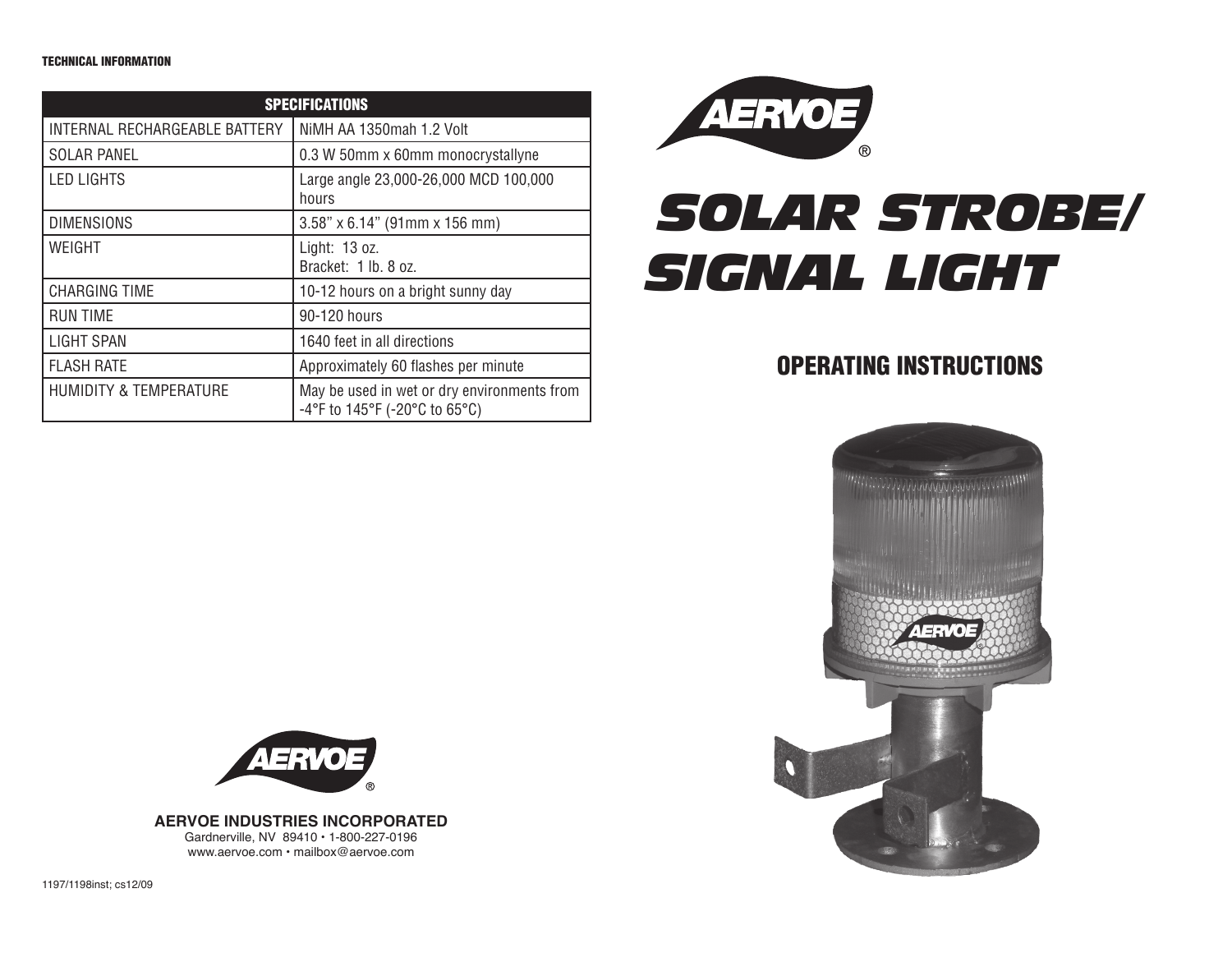TECHNICAL INFORMATION

| SPECIFICATIONS | |
|---|---|
| INTERNAL RECHARGEABLE BATTERY | NiMH AA 1350mah 1.2 Volt |
| SOLAR PANEL | 0.3 W 50mm x 60mm monocrystallyne |
| LED LIGHTS | Large angle 23,000-26,000 MCD 100,000 hours |
| DIMENSIONS | 3.58" x 6.14" (91mm x 156 mm) |
| WEIGHT | Light: 13 oz.<br>Bracket: 1 lb. 8 oz. |
| CHARGING TIME | 10-12 hours on a bright sunny day |
| RUN TIME | 90-120 hours |
| LIGHT SPAN | 1640 feet in all directions |
| FLASH RATE | Approximately 60 flashes per minute |
| HUMIDITY & TEMPERATURE | May be used in wet or dry environments from -4°F to 145°F (-20°C to 65°C) |

**AERVOE INDUSTRIES INCORPORATED**
Gardnerville, NV 89410 • 1-800-227-0196
www.aervoe.com • mailbox@aervoe.com

1197/1198inst; cs12/09

AERVOE®

# SOLAR STROBE/ SIGNAL LIGHT

## OPERATING INSTRUCTIONS